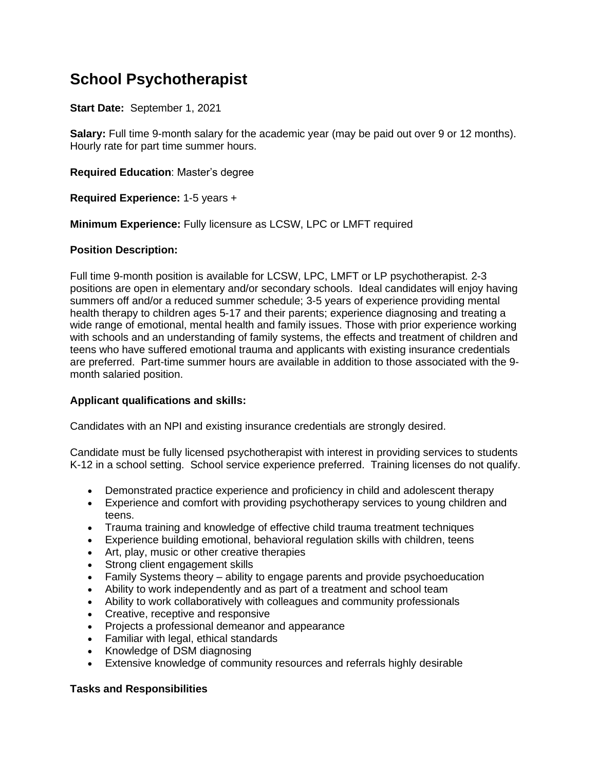# School Psychotherapist

**Start Date:** September 1, 2021

**Salary:** Full time 9-month salary for the academic year (may be paid out over 9 or 12 months). Hourly rate for part time summer hours.

**Required Education**: Master's degree

**Required Experience:** 1-5 years +

**Minimum Experience:** Fully licensure as LCSW, LPC or LMFT required

**Position Description:**

Full time 9-month position is available for LCSW, LPC, LMFT or LP psychotherapist. 2-3 positions are open in elementary and/or secondary schools. Ideal candidates will enjoy having summers off and/or a reduced summer schedule; 3-5 years of experience providing mental health therapy to children ages 5-17 and their parents; experience diagnosing and treating a wide range of emotional, mental health and family issues. Those with prior experience working with schools and an understanding of family systems, the effects and treatment of children and teens who have suffered emotional trauma and applicants with existing insurance credentials are preferred. Part-time summer hours are available in addition to those associated with the 9-month salaried position.

**Applicant qualifications and skills:**

Candidates with an NPI and existing insurance credentials are strongly desired.

Candidate must be fully licensed psychotherapist with interest in providing services to students K-12 in a school setting. School service experience preferred. Training licenses do not qualify.

- Demonstrated practice experience and proficiency in child and adolescent therapy
- Experience and comfort with providing psychotherapy services to young children and teens.
- Trauma training and knowledge of effective child trauma treatment techniques
- Experience building emotional, behavioral regulation skills with children, teens
- Art, play, music or other creative therapies
- Strong client engagement skills
- Family Systems theory – ability to engage parents and provide psychoeducation
- Ability to work independently and as part of a treatment and school team
- Ability to work collaboratively with colleagues and community professionals
- Creative, receptive and responsive
- Projects a professional demeanor and appearance
- Familiar with legal, ethical standards
- Knowledge of DSM diagnosing
- Extensive knowledge of community resources and referrals highly desirable

**Tasks and Responsibilities**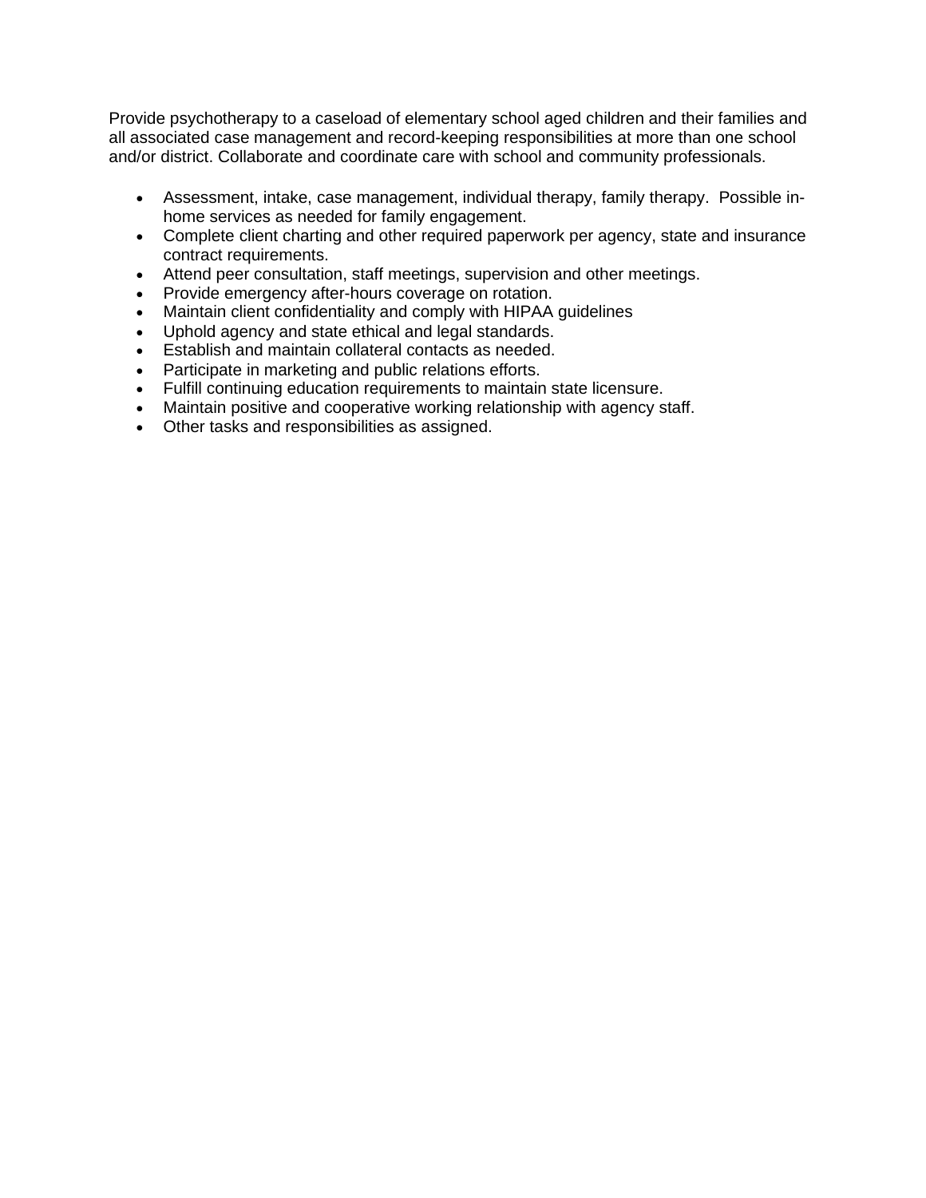Provide psychotherapy to a caseload of elementary school aged children and their families and all associated case management and record-keeping responsibilities at more than one school and/or district. Collaborate and coordinate care with school and community professionals.

- Assessment, intake, case management, individual therapy, family therapy. Possible in-home services as needed for family engagement.
- Complete client charting and other required paperwork per agency, state and insurance contract requirements.
- Attend peer consultation, staff meetings, supervision and other meetings.
- Provide emergency after-hours coverage on rotation.
- Maintain client confidentiality and comply with HIPAA guidelines
- Uphold agency and state ethical and legal standards.
- Establish and maintain collateral contacts as needed.
- Participate in marketing and public relations efforts.
- Fulfill continuing education requirements to maintain state licensure.
- Maintain positive and cooperative working relationship with agency staff.
- Other tasks and responsibilities as assigned.